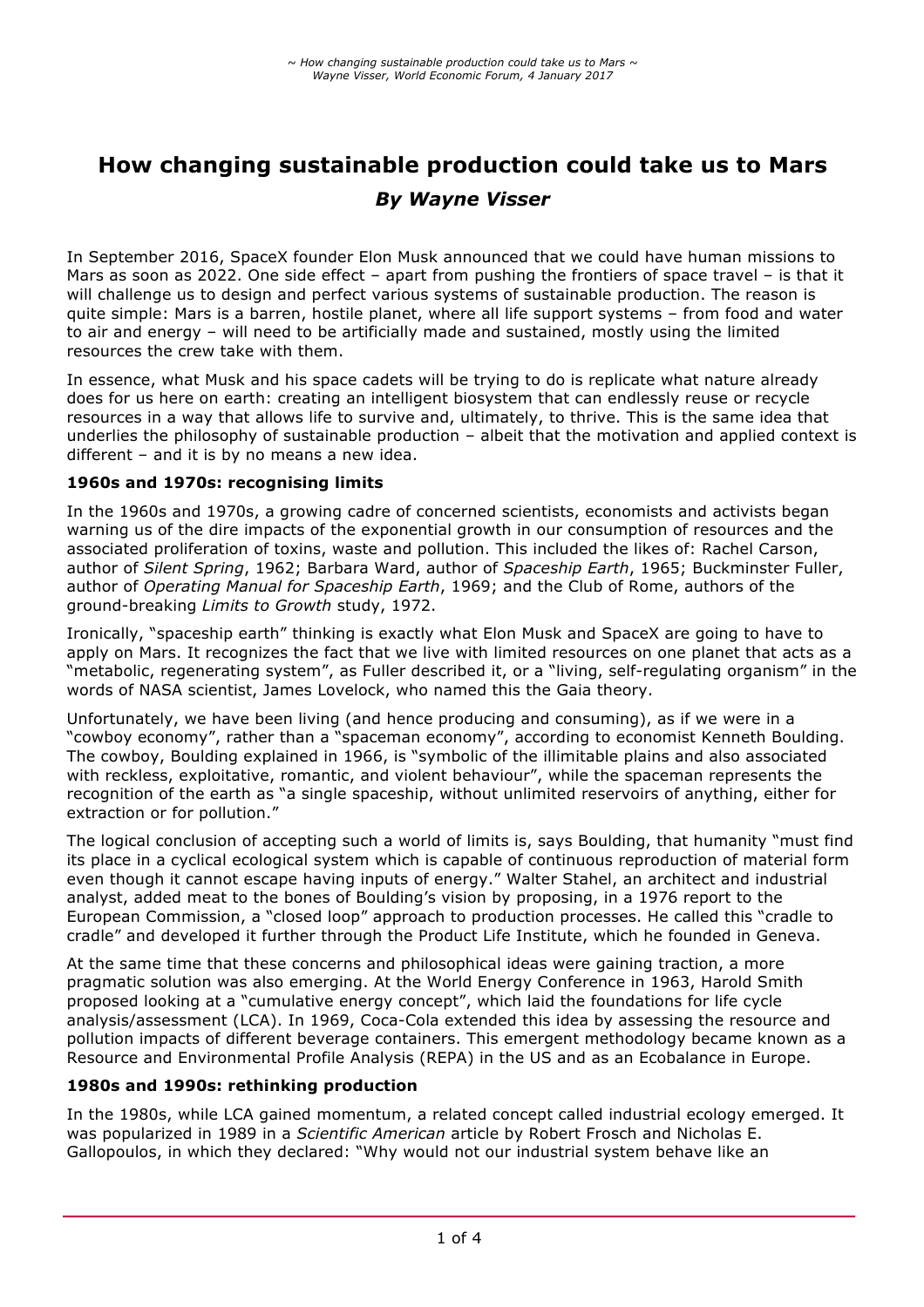# How changing sustainable production could take us to Mars

## *By Wayne Visser*

In September 2016, SpaceX founder Elon Musk announced that we could have human missions to Mars as soon as 2022. One side effect – apart from pushing the frontiers of space travel – is that it will challenge us to design and perfect various systems of sustainable production. The reason is quite simple: Mars is a barren, hostile planet, where all life support systems – from food and water to air and energy – will need to be artificially made and sustained, mostly using the limited resources the crew take with them.

In essence, what Musk and his space cadets will be trying to do is replicate what nature already does for us here on earth: creating an intelligent biosystem that can endlessly reuse or recycle resources in a way that allows life to survive and, ultimately, to thrive. This is the same idea that underlies the philosophy of sustainable production – albeit that the motivation and applied context is different – and it is by no means a new idea.

### 1960s and 1970s: recognising limits

In the 1960s and 1970s, a growing cadre of concerned scientists, economists and activists began warning us of the dire impacts of the exponential growth in our consumption of resources and the associated proliferation of toxins, waste and pollution. This included the likes of: Rachel Carson, author of *Silent Spring*, 1962; Barbara Ward, author of *Spaceship Earth*, 1965; Buckminster Fuller, author of *Operating Manual for Spaceship Earth*, 1969; and the Club of Rome, authors of the ground-breaking *Limits to Growth* study, 1972.

Ironically, "spaceship earth" thinking is exactly what Elon Musk and SpaceX are going to have to apply on Mars. It recognizes the fact that we live with limited resources on one planet that acts as a "metabolic, regenerating system", as Fuller described it, or a "living, self-regulating organism" in the words of NASA scientist, James Lovelock, who named this the Gaia theory.

Unfortunately, we have been living (and hence producing and consuming), as if we were in a "cowboy economy", rather than a "spaceman economy", according to economist Kenneth Boulding. The cowboy, Boulding explained in 1966, is "symbolic of the illimitable plains and also associated with reckless, exploitative, romantic, and violent behaviour", while the spaceman represents the recognition of the earth as "a single spaceship, without unlimited reservoirs of anything, either for extraction or for pollution."

The logical conclusion of accepting such a world of limits is, says Boulding, that humanity "must find its place in a cyclical ecological system which is capable of continuous reproduction of material form even though it cannot escape having inputs of energy." Walter Stahel, an architect and industrial analyst, added meat to the bones of Boulding's vision by proposing, in a 1976 report to the European Commission, a "closed loop" approach to production processes. He called this "cradle to cradle" and developed it further through the Product Life Institute, which he founded in Geneva.

At the same time that these concerns and philosophical ideas were gaining traction, a more pragmatic solution was also emerging. At the World Energy Conference in 1963, Harold Smith proposed looking at a "cumulative energy concept", which laid the foundations for life cycle analysis/assessment (LCA). In 1969, Coca-Cola extended this idea by assessing the resource and pollution impacts of different beverage containers. This emergent methodology became known as a Resource and Environmental Profile Analysis (REPA) in the US and as an Ecobalance in Europe.

### 1980s and 1990s: rethinking production

In the 1980s, while LCA gained momentum, a related concept called industrial ecology emerged. It was popularized in 1989 in a *Scientific American* article by Robert Frosch and Nicholas E. Gallopoulos, in which they declared: "Why would not our industrial system behave like an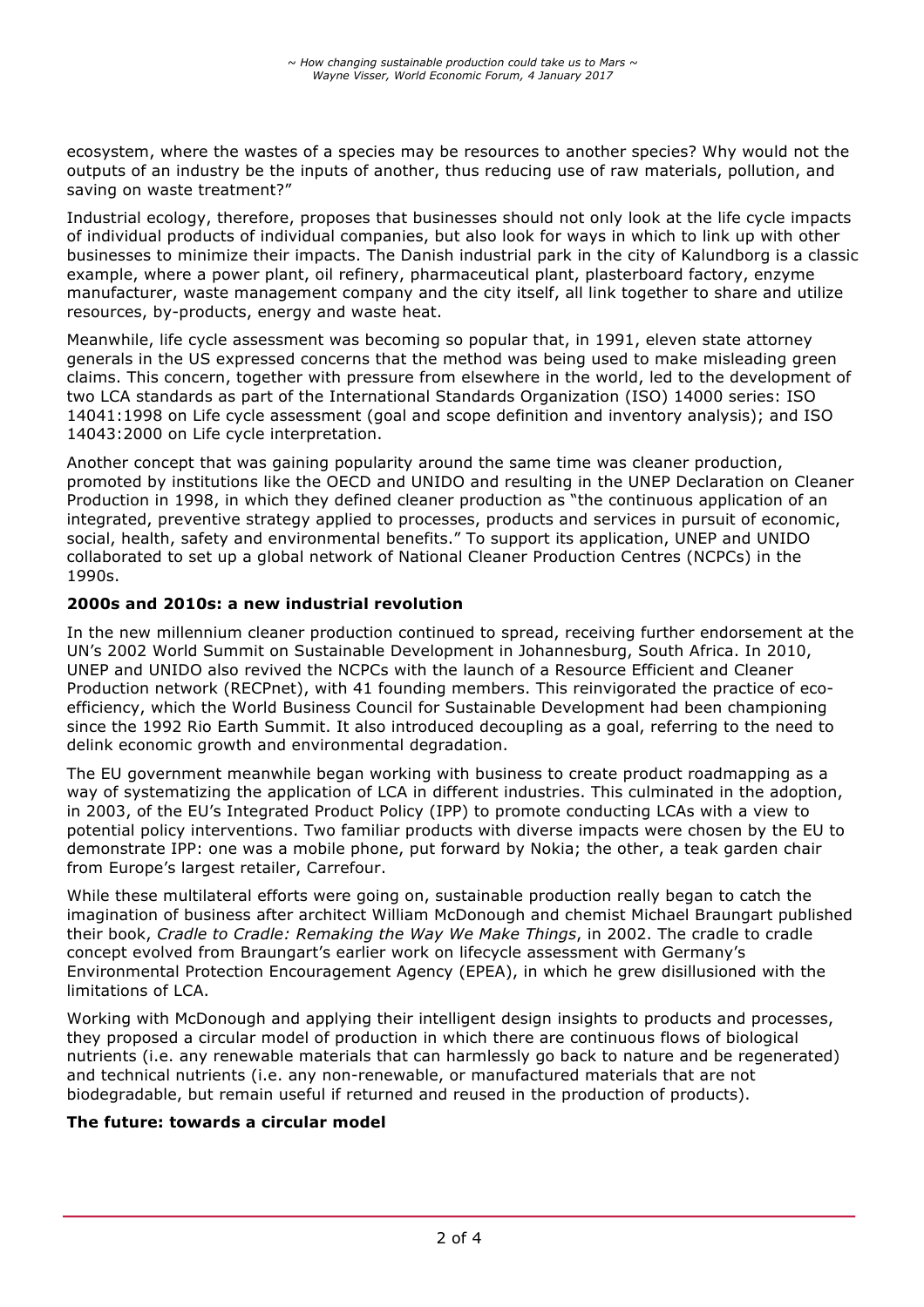ecosystem, where the wastes of a species may be resources to another species? Why would not the outputs of an industry be the inputs of another, thus reducing use of raw materials, pollution, and saving on waste treatment?"

Industrial ecology, therefore, proposes that businesses should not only look at the life cycle impacts of individual products of individual companies, but also look for ways in which to link up with other businesses to minimize their impacts. The Danish industrial park in the city of Kalundborg is a classic example, where a power plant, oil refinery, pharmaceutical plant, plasterboard factory, enzyme manufacturer, waste management company and the city itself, all link together to share and utilize resources, by-products, energy and waste heat.

Meanwhile, life cycle assessment was becoming so popular that, in 1991, eleven state attorney generals in the US expressed concerns that the method was being used to make misleading green claims. This concern, together with pressure from elsewhere in the world, led to the development of two LCA standards as part of the International Standards Organization (ISO) 14000 series: ISO 14041:1998 on Life cycle assessment (goal and scope definition and inventory analysis); and ISO 14043:2000 on Life cycle interpretation.

Another concept that was gaining popularity around the same time was cleaner production, promoted by institutions like the OECD and UNIDO and resulting in the UNEP Declaration on Cleaner Production in 1998, in which they defined cleaner production as "the continuous application of an integrated, preventive strategy applied to processes, products and services in pursuit of economic, social, health, safety and environmental benefits." To support its application, UNEP and UNIDO collaborated to set up a global network of National Cleaner Production Centres (NCPCs) in the 1990s.

**2000s and 2010s: a new industrial revolution**

In the new millennium cleaner production continued to spread, receiving further endorsement at the UN's 2002 World Summit on Sustainable Development in Johannesburg, South Africa. In 2010, UNEP and UNIDO also revived the NCPCs with the launch of a Resource Efficient and Cleaner Production network (RECPnet), with 41 founding members. This reinvigorated the practice of eco-efficiency, which the World Business Council for Sustainable Development had been championing since the 1992 Rio Earth Summit. It also introduced decoupling as a goal, referring to the need to delink economic growth and environmental degradation.

The EU government meanwhile began working with business to create product roadmapping as a way of systematizing the application of LCA in different industries. This culminated in the adoption, in 2003, of the EU's Integrated Product Policy (IPP) to promote conducting LCAs with a view to potential policy interventions. Two familiar products with diverse impacts were chosen by the EU to demonstrate IPP: one was a mobile phone, put forward by Nokia; the other, a teak garden chair from Europe's largest retailer, Carrefour.

While these multilateral efforts were going on, sustainable production really began to catch the imagination of business after architect William McDonough and chemist Michael Braungart published their book, *Cradle to Cradle: Remaking the Way We Make Things*, in 2002. The cradle to cradle concept evolved from Braungart's earlier work on lifecycle assessment with Germany's Environmental Protection Encouragement Agency (EPEA), in which he grew disillusioned with the limitations of LCA.

Working with McDonough and applying their intelligent design insights to products and processes, they proposed a circular model of production in which there are continuous flows of biological nutrients (i.e. any renewable materials that can harmlessly go back to nature and be regenerated) and technical nutrients (i.e. any non-renewable, or manufactured materials that are not biodegradable, but remain useful if returned and reused in the production of products).

**The future: towards a circular model**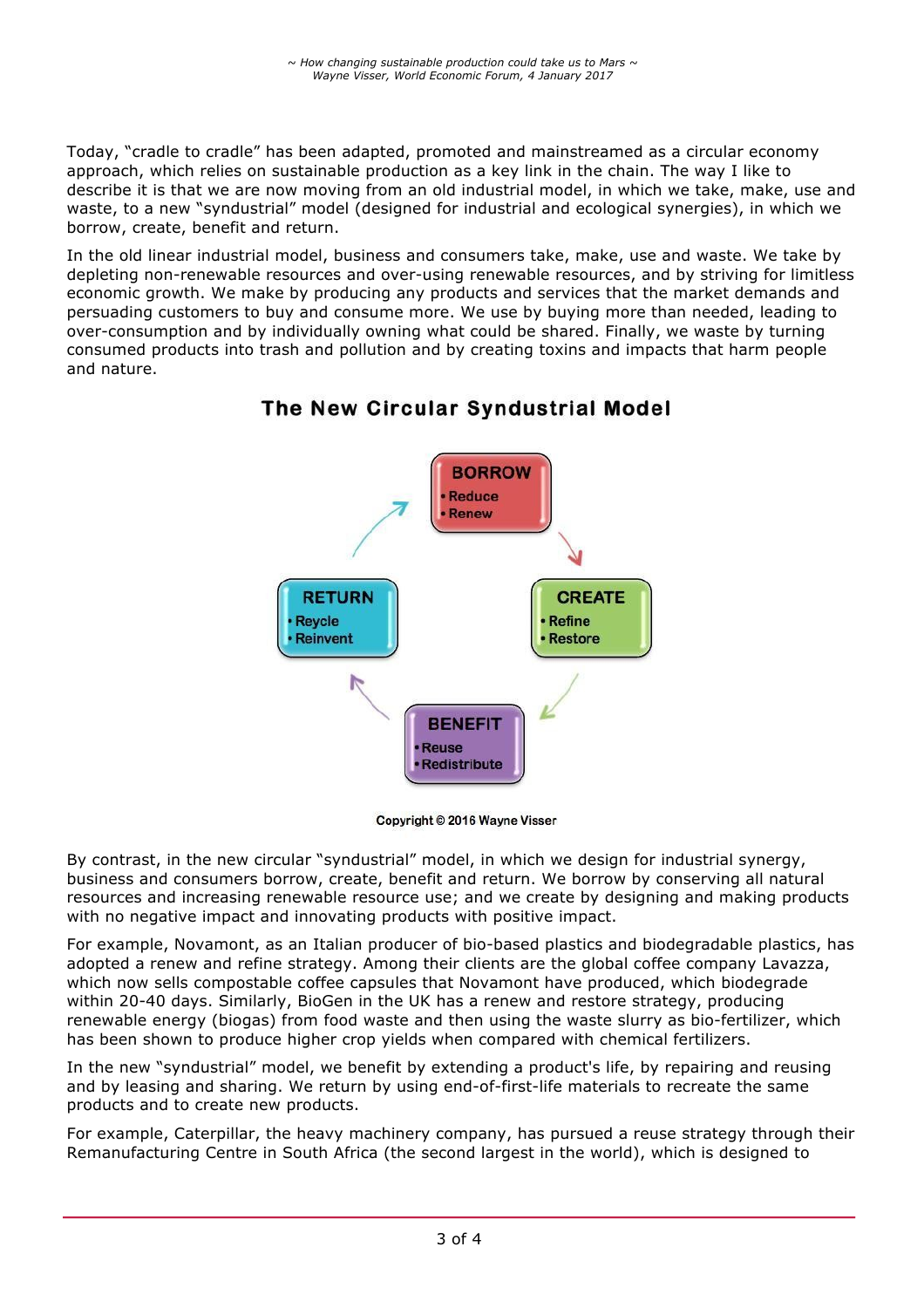Today, "cradle to cradle" has been adapted, promoted and mainstreamed as a circular economy approach, which relies on sustainable production as a key link in the chain. The way I like to describe it is that we are now moving from an old industrial model, in which we take, make, use and waste, to a new "syndustrial" model (designed for industrial and ecological synergies), in which we borrow, create, benefit and return.

In the old linear industrial model, business and consumers take, make, use and waste. We take by depleting non-renewable resources and over-using renewable resources, and by striving for limitless economic growth. We make by producing any products and services that the market demands and persuading customers to buy and consume more. We use by buying more than needed, leading to over-consumption and by individually owning what could be shared. Finally, we waste by turning consumed products into trash and pollution and by creating toxins and impacts that harm people and nature.

## The New Circular Syndustrial Model

**BORROW**
- Reduce
- Renew

**CREATE**
- Refine
- Restore

**BENEFIT**
- Reuse
- Redistribute

**RETURN**
- Reycle
- Reinvent

Copyright © 2016 Wayne Visser

By contrast, in the new circular "syndustrial" model, in which we design for industrial synergy, business and consumers borrow, create, benefit and return. We borrow by conserving all natural resources and increasing renewable resource use; and we create by designing and making products with no negative impact and innovating products with positive impact.

For example, Novamont, as an Italian producer of bio-based plastics and biodegradable plastics, has adopted a renew and refine strategy. Among their clients are the global coffee company Lavazza, which now sells compostable coffee capsules that Novamont have produced, which biodegrade within 20-40 days. Similarly, BioGen in the UK has a renew and restore strategy, producing renewable energy (biogas) from food waste and then using the waste slurry as bio-fertilizer, which has been shown to produce higher crop yields when compared with chemical fertilizers.

In the new "syndustrial" model, we benefit by extending a product's life, by repairing and reusing and by leasing and sharing. We return by using end-of-first-life materials to recreate the same products and to create new products.

For example, Caterpillar, the heavy machinery company, has pursued a reuse strategy through their Remanufacturing Centre in South Africa (the second largest in the world), which is designed to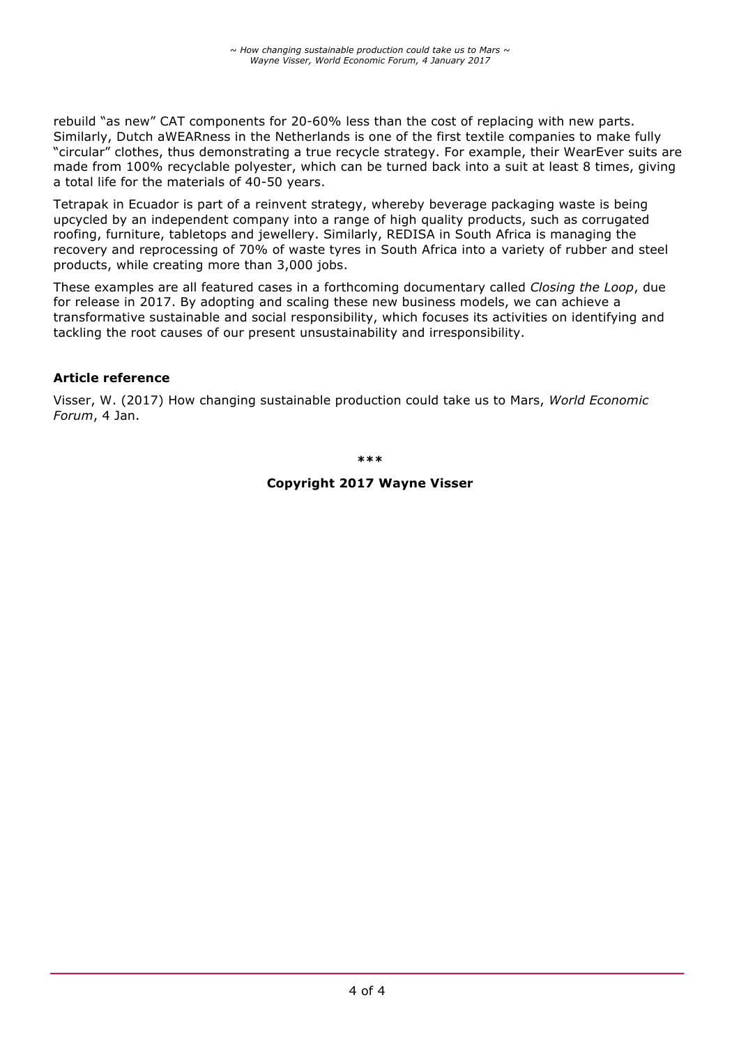rebuild "as new" CAT components for 20-60% less than the cost of replacing with new parts. Similarly, Dutch aWEARness in the Netherlands is one of the first textile companies to make fully "circular" clothes, thus demonstrating a true recycle strategy. For example, their WearEver suits are made from 100% recyclable polyester, which can be turned back into a suit at least 8 times, giving a total life for the materials of 40-50 years.

Tetrapak in Ecuador is part of a reinvent strategy, whereby beverage packaging waste is being upcycled by an independent company into a range of high quality products, such as corrugated roofing, furniture, tabletops and jewellery. Similarly, REDISA in South Africa is managing the recovery and reprocessing of 70% of waste tyres in South Africa into a variety of rubber and steel products, while creating more than 3,000 jobs.

These examples are all featured cases in a forthcoming documentary called *Closing the Loop*, due for release in 2017. By adopting and scaling these new business models, we can achieve a transformative sustainable and social responsibility, which focuses its activities on identifying and tackling the root causes of our present unsustainability and irresponsibility.

### Article reference

Visser, W. (2017) How changing sustainable production could take us to Mars, *World Economic Forum*, 4 Jan.

**\*\*\***

**Copyright 2017 Wayne Visser**